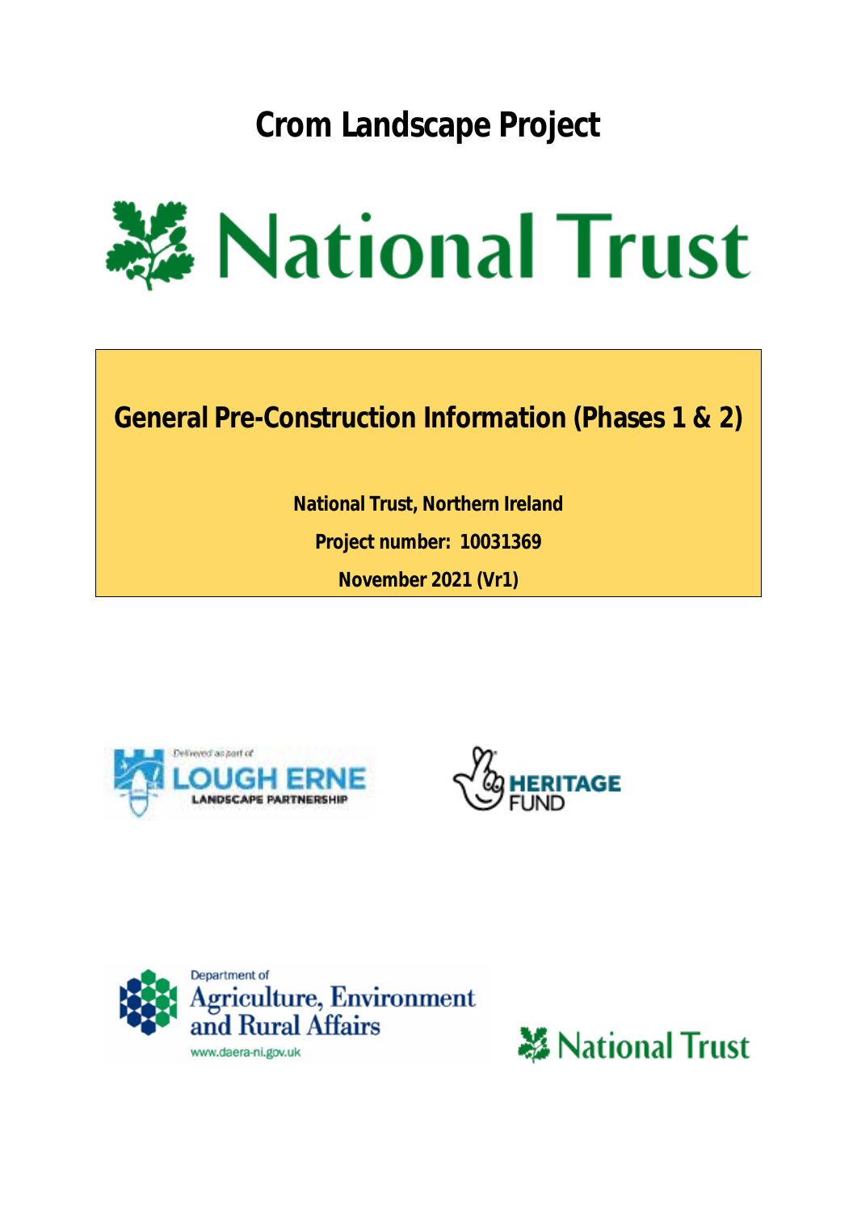# Crom Landscape Project

National Trust

## General Pre-Construction Information (Phases 1 & 2)

**National Trust, Northern Ireland**

**Project number: 10031369**

**November 2021 (Vr1)**

Delivered as part of LOUGH ERNE LANDSCAPE PARTNERSHIP

HERITAGE FUND

Department of Agriculture, Environment and Rural Affairs
www.daera-ni.gov.uk

National Trust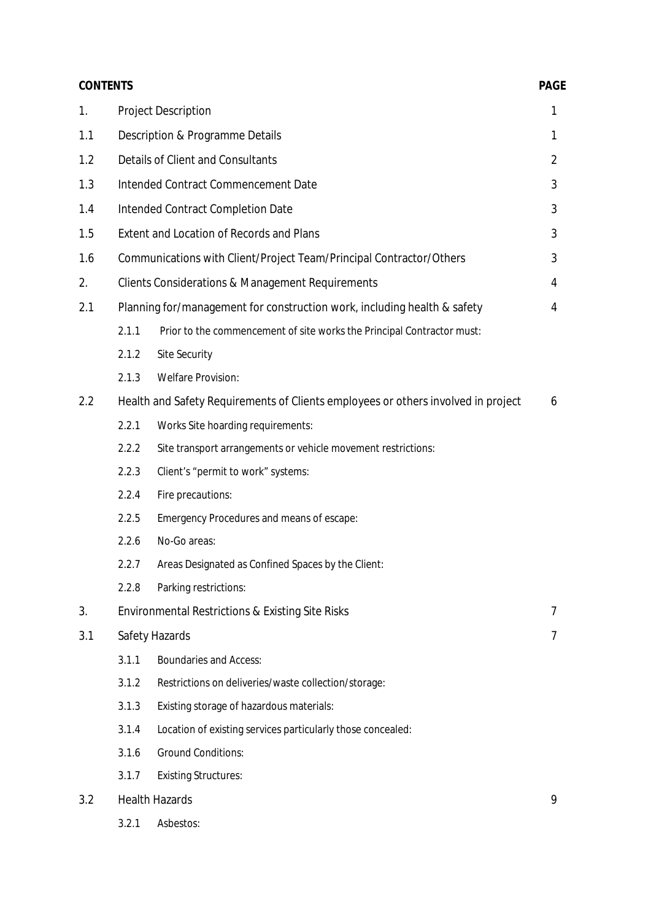| CONTENTS | | | PAGE |
|---|---|---|---|
| 1. | Project Description | | 1 |
| 1.1 | Description & Programme Details | | 1 |
| 1.2 | Details of Client and Consultants | | 2 |
| 1.3 | Intended Contract Commencement Date | | 3 |
| 1.4 | Intended Contract Completion Date | | 3 |
| 1.5 | Extent and Location of Records and Plans | | 3 |
| 1.6 | Communications with Client/Project Team/Principal Contractor/Others | | 3 |
| 2. | Clients Considerations & Management Requirements | | 4 |
| 2.1 | Planning for/management for construction work, including health & safety | | 4 |
| | 2.1.1 | Prior to the commencement of site works the Principal Contractor must: | |
| | 2.1.2 | Site Security | |
| | 2.1.3 | Welfare Provision: | |
| 2.2 | Health and Safety Requirements of Clients employees or others involved in project | | 6 |
| | 2.2.1 | Works Site hoarding requirements: | |
| | 2.2.2 | Site transport arrangements or vehicle movement restrictions: | |
| | 2.2.3 | Client's "permit to work" systems: | |
| | 2.2.4 | Fire precautions: | |
| | 2.2.5 | Emergency Procedures and means of escape: | |
| | 2.2.6 | No-Go areas: | |
| | 2.2.7 | Areas Designated as Confined Spaces by the Client: | |
| | 2.2.8 | Parking restrictions: | |
| 3. | Environmental Restrictions & Existing Site Risks | | 7 |
| 3.1 | Safety Hazards | | 7 |
| | 3.1.1 | Boundaries and Access: | |
| | 3.1.2 | Restrictions on deliveries/waste collection/storage: | |
| | 3.1.3 | Existing storage of hazardous materials: | |
| | 3.1.4 | Location of existing services particularly those concealed: | |
| | 3.1.6 | Ground Conditions: | |
| | 3.1.7 | Existing Structures: | |
| 3.2 | Health Hazards | | 9 |
| | 3.2.1 | Asbestos: | |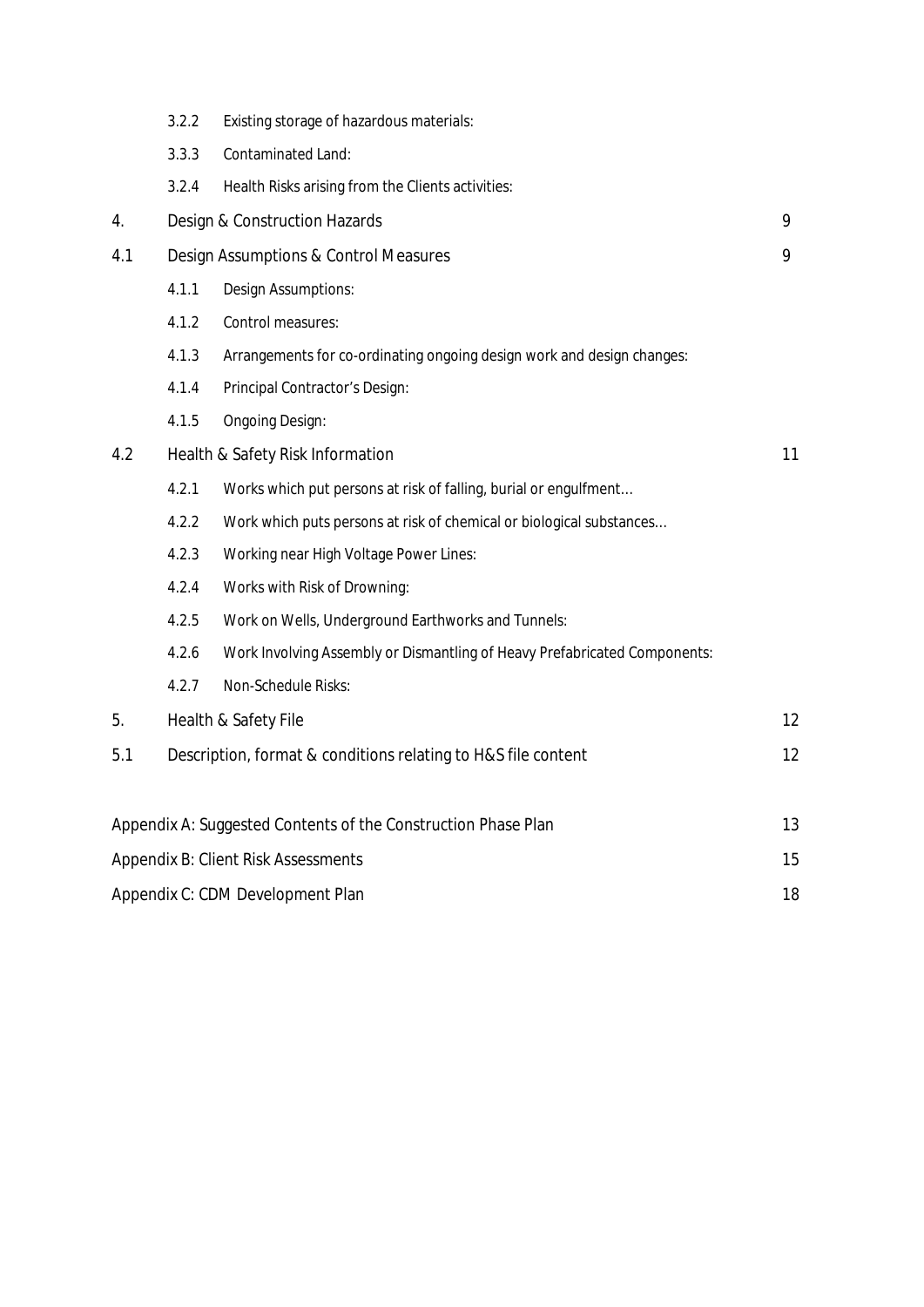| | | | |
|---|---|---|---|
| | 3.2.2 | Existing storage of hazardous materials: | |
| | 3.3.3 | Contaminated Land: | |
| | 3.2.4 | Health Risks arising from the Clients activities: | |
| 4. | Design & Construction Hazards | | 9 |
| 4.1 | Design Assumptions & Control Measures | | 9 |
| | 4.1.1 | Design Assumptions: | |
| | 4.1.2 | Control measures: | |
| | 4.1.3 | Arrangements for co-ordinating ongoing design work and design changes: | |
| | 4.1.4 | Principal Contractor's Design: | |
| | 4.1.5 | Ongoing Design: | |
| 4.2 | Health & Safety Risk Information | | 11 |
| | 4.2.1 | Works which put persons at risk of falling, burial or engulfment… | |
| | 4.2.2 | Work which puts persons at risk of chemical or biological substances… | |
| | 4.2.3 | Working near High Voltage Power Lines: | |
| | 4.2.4 | Works with Risk of Drowning: | |
| | 4.2.5 | Work on Wells, Underground Earthworks and Tunnels: | |
| | 4.2.6 | Work Involving Assembly or Dismantling of Heavy Prefabricated Components: | |
| | 4.2.7 | Non-Schedule Risks: | |
| 5. | Health & Safety File | | 12 |
| 5.1 | Description, format & conditions relating to H&S file content | | 12 |

| | |
|---|---|
| Appendix A: Suggested Contents of the Construction Phase Plan | 13 |
| Appendix B: Client Risk Assessments | 15 |
| Appendix C: CDM Development Plan | 18 |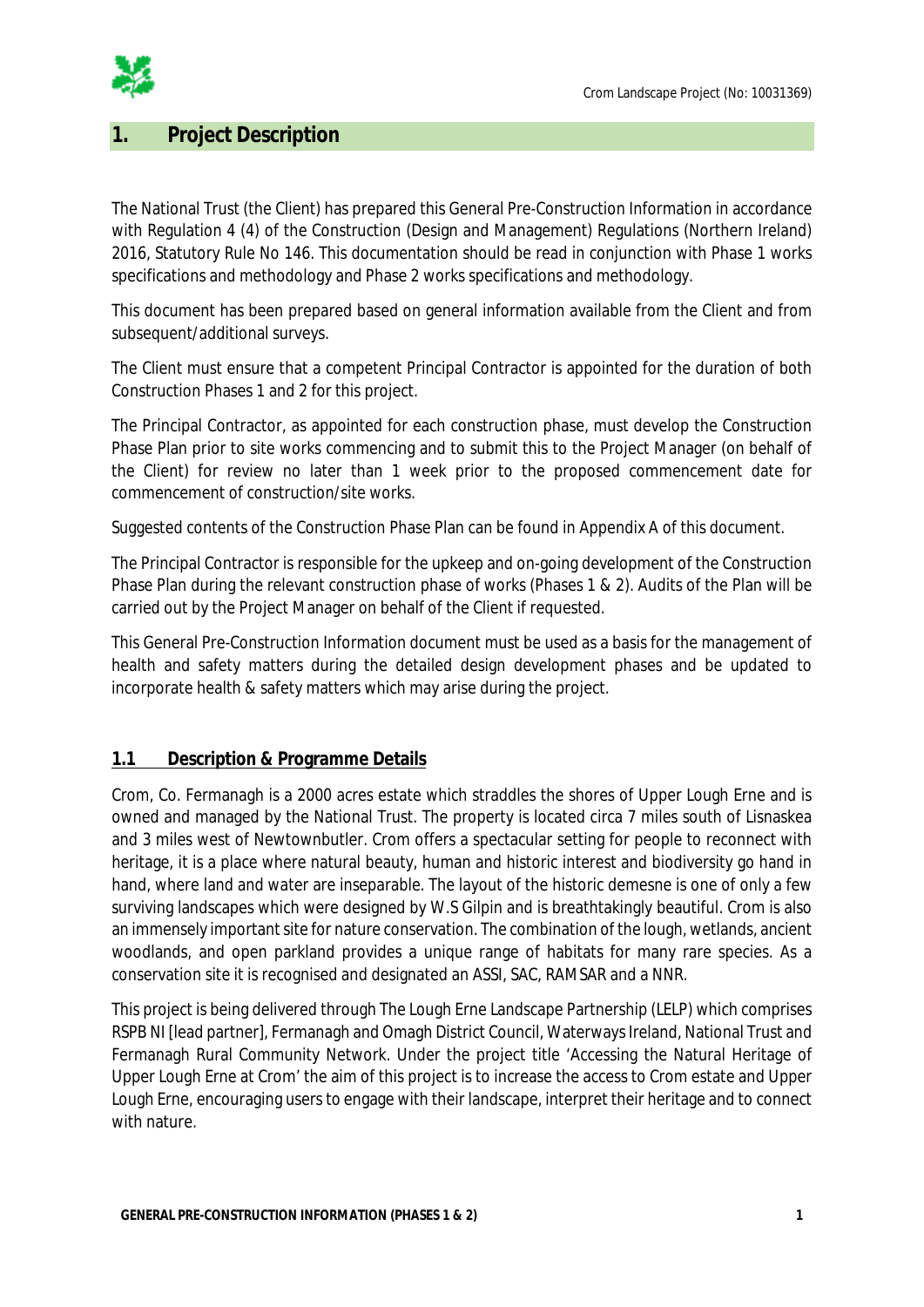# 1. Project Description

The National Trust (the Client) has prepared this General Pre-Construction Information in accordance with Regulation 4 (4) of the Construction (Design and Management) Regulations (Northern Ireland) 2016, Statutory Rule No 146. This documentation should be read in conjunction with Phase 1 works specifications and methodology and Phase 2 works specifications and methodology.

This document has been prepared based on general information available from the Client and from subsequent/additional surveys.

The Client must ensure that a competent Principal Contractor is appointed for the duration of both Construction Phases 1 and 2 for this project.

The Principal Contractor, as appointed for each construction phase, must develop the Construction Phase Plan prior to site works commencing and to submit this to the Project Manager (on behalf of the Client) for review no later than 1 week prior to the proposed commencement date for commencement of construction/site works.

Suggested contents of the Construction Phase Plan can be found in Appendix A of this document.

The Principal Contractor is responsible for the upkeep and on-going development of the Construction Phase Plan during the relevant construction phase of works (Phases 1 & 2). Audits of the Plan will be carried out by the Project Manager on behalf of the Client if requested.

This General Pre-Construction Information document must be used as a basis for the management of health and safety matters during the detailed design development phases and be updated to incorporate health & safety matters which may arise during the project.

## 1.1 Description & Programme Details

Crom, Co. Fermanagh is a 2000 acres estate which straddles the shores of Upper Lough Erne and is owned and managed by the National Trust. The property is located circa 7 miles south of Lisnaskea and 3 miles west of Newtownbutler. Crom offers a spectacular setting for people to reconnect with heritage, it is a place where natural beauty, human and historic interest and biodiversity go hand in hand, where land and water are inseparable. The layout of the historic demesne is one of only a few surviving landscapes which were designed by W.S Gilpin and is breathtakingly beautiful. Crom is also an immensely important site for nature conservation. The combination of the lough, wetlands, ancient woodlands, and open parkland provides a unique range of habitats for many rare species. As a conservation site it is recognised and designated an ASSI, SAC, RAMSAR and a NNR.

This project is being delivered through The Lough Erne Landscape Partnership (LELP) which comprises RSPB NI [lead partner], Fermanagh and Omagh District Council, Waterways Ireland, National Trust and Fermanagh Rural Community Network. Under the project title 'Accessing the Natural Heritage of Upper Lough Erne at Crom' the aim of this project is to increase the access to Crom estate and Upper Lough Erne, encouraging users to engage with their landscape, interpret their heritage and to connect with nature.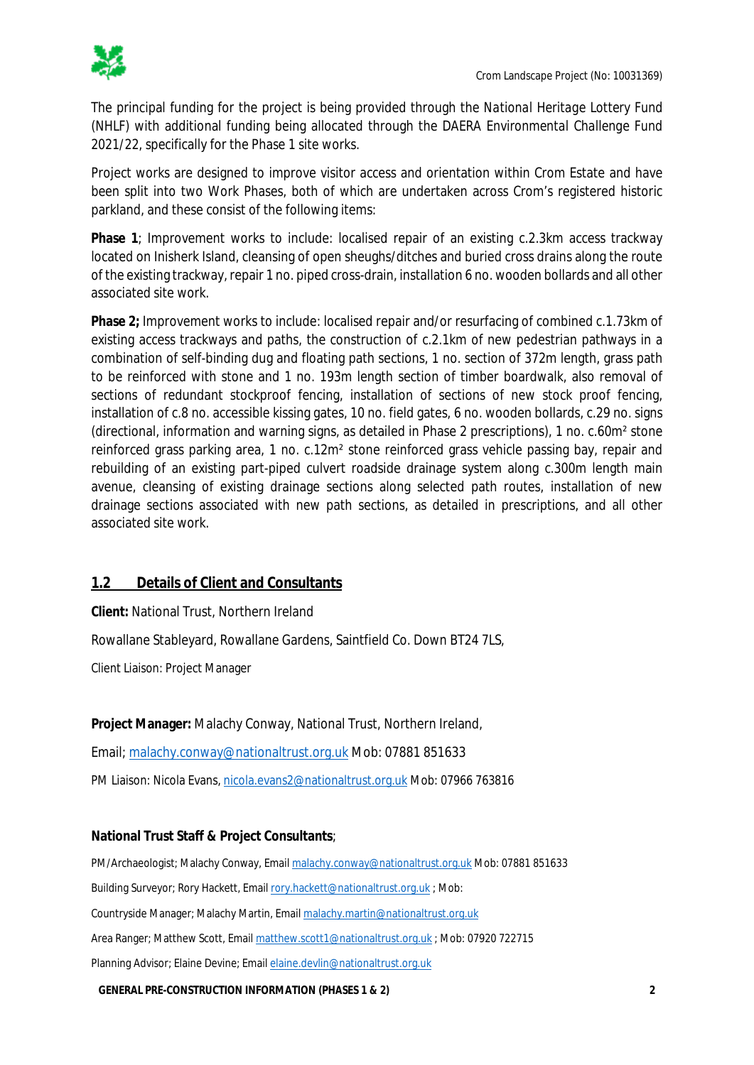The principal funding for the project is being provided through the National Heritage Lottery Fund (NHLF) with additional funding being allocated through the DAERA Environmental Challenge Fund 2021/22, specifically for the Phase 1 site works.

Project works are designed to improve visitor access and orientation within Crom Estate and have been split into two Work Phases, both of which are undertaken across Crom's registered historic parkland, and these consist of the following items:

**Phase 1**; Improvement works to include: localised repair of an existing c.2.3km access trackway located on Inisherk Island, cleansing of open sheughs/ditches and buried cross drains along the route of the existing trackway, repair 1 no. piped cross-drain, installation 6 no. wooden bollards and all other associated site work.

**Phase 2;** Improvement works to include: localised repair and/or resurfacing of combined c.1.73km of existing access trackways and paths, the construction of c.2.1km of new pedestrian pathways in a combination of self-binding dug and floating path sections, 1 no. section of 372m length, grass path to be reinforced with stone and 1 no. 193m length section of timber boardwalk, also removal of sections of redundant stockproof fencing, installation of sections of new stock proof fencing, installation of c.8 no. accessible kissing gates, 10 no. field gates, 6 no. wooden bollards, c.29 no. signs (directional, information and warning signs, as detailed in Phase 2 prescriptions), 1 no. c.60m² stone reinforced grass parking area, 1 no. c.12m² stone reinforced grass vehicle passing bay, repair and rebuilding of an existing part-piped culvert roadside drainage system along c.300m length main avenue, cleansing of existing drainage sections along selected path routes, installation of new drainage sections associated with new path sections, as detailed in prescriptions, and all other associated site work.

## 1.2 Details of Client and Consultants

**Client:** National Trust, Northern Ireland

Rowallane Stableyard, Rowallane Gardens, Saintfield Co. Down BT24 7LS,

Client Liaison: Project Manager

**Project Manager:** Malachy Conway, National Trust, Northern Ireland,

Email; malachy.conway@nationaltrust.org.uk Mob: 07881 851633

PM Liaison: Nicola Evans, nicola.evans2@nationaltrust.org.uk Mob: 07966 763816

**National Trust Staff & Project Consultants**;

PM/Archaeologist; Malachy Conway, Email malachy.conway@nationaltrust.org.uk Mob: 07881 851633

Building Surveyor; Rory Hackett, Email rory.hackett@nationaltrust.org.uk ; Mob:

Countryside Manager; Malachy Martin, Email malachy.martin@nationaltrust.org.uk

Area Ranger; Matthew Scott, Email matthew.scott1@nationaltrust.org.uk ; Mob: 07920 722715

Planning Advisor; Elaine Devine; Email elaine.devlin@nationaltrust.org.uk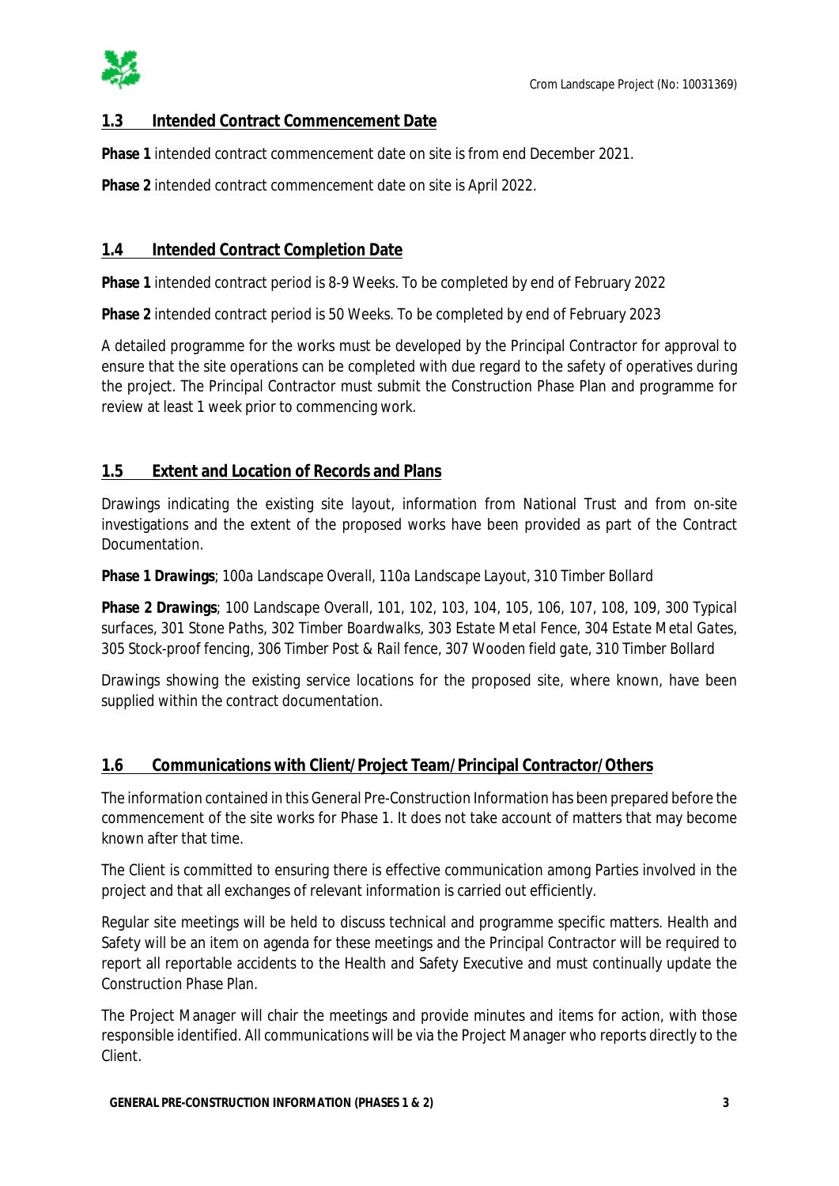## 1.3 Intended Contract Commencement Date

**Phase 1** intended contract commencement date on site is from end December 2021.

**Phase 2** intended contract commencement date on site is April 2022.

## 1.4 Intended Contract Completion Date

**Phase 1** intended contract period is 8-9 Weeks. To be completed by end of February 2022

**Phase 2** intended contract period is 50 Weeks. To be completed by end of February 2023

A detailed programme for the works must be developed by the Principal Contractor for approval to ensure that the site operations can be completed with due regard to the safety of operatives during the project. The Principal Contractor must submit the Construction Phase Plan and programme for review at least 1 week prior to commencing work.

## 1.5 Extent and Location of Records and Plans

Drawings indicating the existing site layout, information from National Trust and from on-site investigations and the extent of the proposed works have been provided as part of the Contract Documentation.

**Phase 1 Drawings**; *100a Landscape Overall, 110a Landscape Layout, 310 Timber Bollard*

**Phase 2 Drawings**; *100 Landscape Overall, 101, 102, 103, 104, 105, 106, 107, 108, 109, 300 Typical surfaces, 301 Stone Paths, 302 Timber Boardwalks, 303 Estate Metal Fence, 304 Estate Metal Gates, 305 Stock-proof fencing, 306 Timber Post & Rail fence, 307 Wooden field gate, 310 Timber Bollard*

Drawings showing the existing service locations for the proposed site, where known, have been supplied within the contract documentation.

## 1.6 Communications with Client/Project Team/Principal Contractor/Others

The information contained in this General Pre-Construction Information has been prepared before the commencement of the site works for Phase 1. It does not take account of matters that may become known after that time.

The Client is committed to ensuring there is effective communication among Parties involved in the project and that all exchanges of relevant information is carried out efficiently.

Regular site meetings will be held to discuss technical and programme specific matters. Health and Safety will be an item on agenda for these meetings and the Principal Contractor will be required to report all reportable accidents to the Health and Safety Executive and must continually update the Construction Phase Plan.

The Project Manager will chair the meetings and provide minutes and items for action, with those responsible identified. All communications will be via the Project Manager who reports directly to the Client.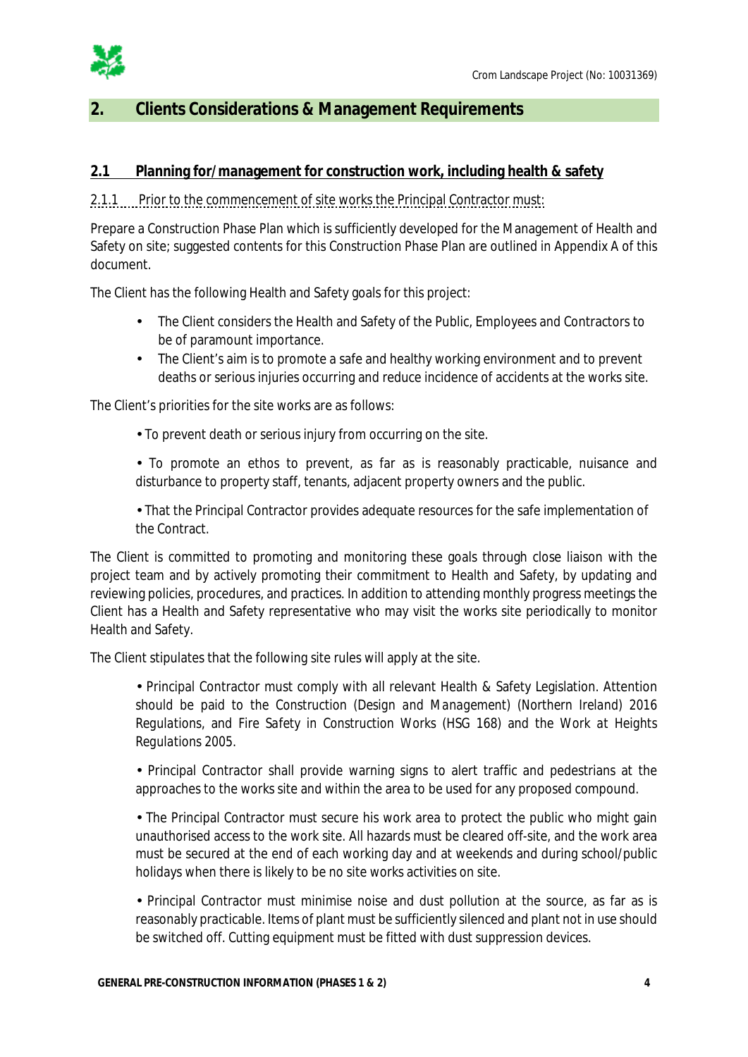## 2. Clients Considerations & Management Requirements

### 2.1 Planning for/management for construction work, including health & safety

#### 2.1.1 Prior to the commencement of site works the Principal Contractor must:

Prepare a Construction Phase Plan which is sufficiently developed for the Management of Health and Safety on site; suggested contents for this Construction Phase Plan are outlined in Appendix A of this document.

The Client has the following Health and Safety goals for this project:

- The Client considers the Health and Safety of the Public, Employees and Contractors to be of paramount importance.
- The Client's aim is to promote a safe and healthy working environment and to prevent deaths or serious injuries occurring and reduce incidence of accidents at the works site.

The Client's priorities for the site works are as follows:

- To prevent death or serious injury from occurring on the site.
- To promote an ethos to prevent, as far as is reasonably practicable, nuisance and disturbance to property staff, tenants, adjacent property owners and the public.
- That the Principal Contractor provides adequate resources for the safe implementation of the Contract.

The Client is committed to promoting and monitoring these goals through close liaison with the project team and by actively promoting their commitment to Health and Safety, by updating and reviewing policies, procedures, and practices. In addition to attending monthly progress meetings the Client has a Health and Safety representative who may visit the works site periodically to monitor Health and Safety.

The Client stipulates that the following site rules will apply at the site.

- Principal Contractor must comply with all relevant Health & Safety Legislation. Attention should be paid to the Construction (Design and Management) (Northern Ireland) 2016 Regulations, and Fire Safety in Construction Works (HSG 168) and the Work at Heights Regulations 2005.
- Principal Contractor shall provide warning signs to alert traffic and pedestrians at the approaches to the works site and within the area to be used for any proposed compound.
- The Principal Contractor must secure his work area to protect the public who might gain unauthorised access to the work site. All hazards must be cleared off-site, and the work area must be secured at the end of each working day and at weekends and during school/public holidays when there is likely to be no site works activities on site.
- Principal Contractor must minimise noise and dust pollution at the source, as far as is reasonably practicable. Items of plant must be sufficiently silenced and plant not in use should be switched off. Cutting equipment must be fitted with dust suppression devices.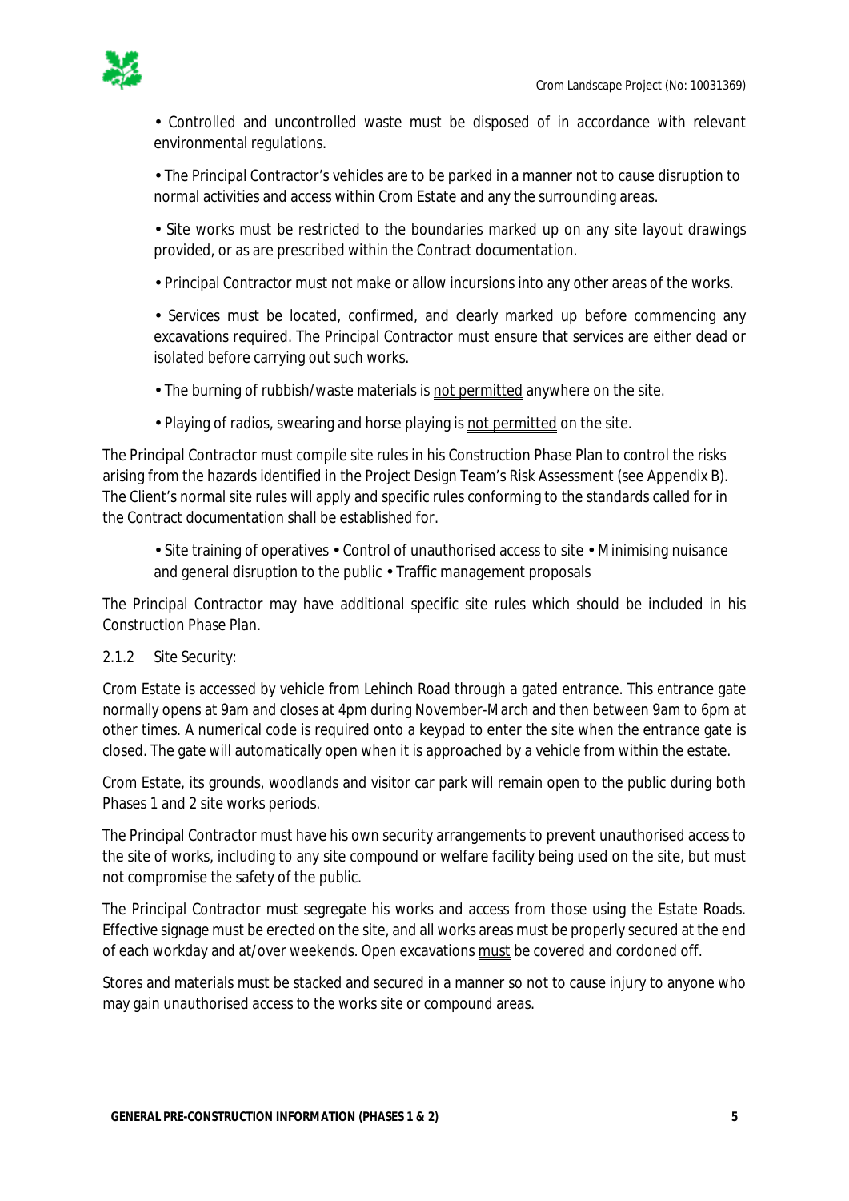- Controlled and uncontrolled waste must be disposed of in accordance with relevant environmental regulations.

- The Principal Contractor's vehicles are to be parked in a manner not to cause disruption to normal activities and access within Crom Estate and any the surrounding areas.

- Site works must be restricted to the boundaries marked up on any site layout drawings provided, or as are prescribed within the Contract documentation.

- Principal Contractor must not make or allow incursions into any other areas of the works.

- Services must be located, confirmed, and clearly marked up before commencing any excavations required. The Principal Contractor must ensure that services are either dead or isolated before carrying out such works.

- The burning of rubbish/waste materials is <u>not permitted</u> anywhere on the site.

- Playing of radios, swearing and horse playing is <u>not permitted</u> on the site.

The Principal Contractor must compile site rules in his Construction Phase Plan to control the risks arising from the hazards identified in the Project Design Team's Risk Assessment (see Appendix B). The Client's normal site rules will apply and specific rules conforming to the standards called for in the Contract documentation shall be established for.

- Site training of operatives • Control of unauthorised access to site • Minimising nuisance and general disruption to the public • Traffic management proposals

The Principal Contractor may have additional specific site rules which should be included in his Construction Phase Plan.

### 2.1.2 Site Security:

Crom Estate is accessed by vehicle from Lehinch Road through a gated entrance. This entrance gate normally opens at 9am and closes at 4pm during November-March and then between 9am to 6pm at other times. A numerical code is required onto a keypad to enter the site when the entrance gate is closed. The gate will automatically open when it is approached by a vehicle from within the estate.

Crom Estate, its grounds, woodlands and visitor car park will remain open to the public during both Phases 1 and 2 site works periods.

The Principal Contractor must have his own security arrangements to prevent unauthorised access to the site of works, including to any site compound or welfare facility being used on the site, but must not compromise the safety of the public.

The Principal Contractor must segregate his works and access from those using the Estate Roads. Effective signage must be erected on the site, and all works areas must be properly secured at the end of each workday and at/over weekends. Open excavations <u>must</u> be covered and cordoned off.

Stores and materials must be stacked and secured in a manner so not to cause injury to anyone who may gain unauthorised access to the works site or compound areas.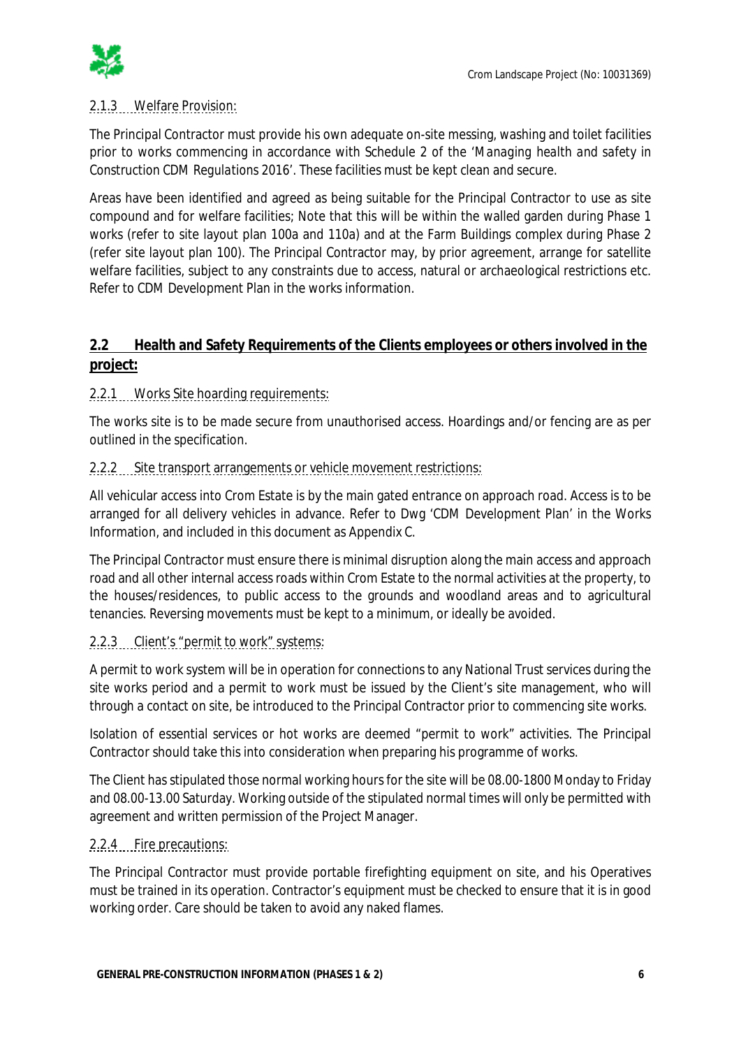#### 2.1.3 Welfare Provision:

The Principal Contractor must provide his own adequate on-site messing, washing and toilet facilities prior to works commencing in accordance with Schedule 2 of the *'Managing health and safety in Construction CDM Regulations 2016'*. These facilities must be kept clean and secure.

Areas have been identified and agreed as being suitable for the Principal Contractor to use as site compound and for welfare facilities; Note that this will be within the walled garden during Phase 1 works (refer to site layout plan 100a and 110a) and at the Farm Buildings complex during Phase 2 (refer site layout plan 100). The Principal Contractor may, by prior agreement, arrange for satellite welfare facilities, subject to any constraints due to access, natural or archaeological restrictions etc. Refer to CDM Development Plan in the works information.

### 2.2 Health and Safety Requirements of the Clients employees or others involved in the project:

#### 2.2.1 Works Site hoarding requirements:

The works site is to be made secure from unauthorised access. Hoardings and/or fencing are as per outlined in the specification.

#### 2.2.2 Site transport arrangements or vehicle movement restrictions:

All vehicular access into Crom Estate is by the main gated entrance on approach road. Access is to be arranged for all delivery vehicles in advance. Refer to Dwg 'CDM Development Plan' in the Works Information, and included in this document as Appendix C.

The Principal Contractor must ensure there is minimal disruption along the main access and approach road and all other internal access roads within Crom Estate to the normal activities at the property, to the houses/residences, to public access to the grounds and woodland areas and to agricultural tenancies. Reversing movements must be kept to a minimum, or ideally be avoided.

#### 2.2.3 Client's "permit to work" systems:

A permit to work system will be in operation for connections to any National Trust services during the site works period and a permit to work must be issued by the Client's site management, who will through a contact on site, be introduced to the Principal Contractor prior to commencing site works.

Isolation of essential services or hot works are deemed "permit to work" activities. The Principal Contractor should take this into consideration when preparing his programme of works.

The Client has stipulated those normal working hours for the site will be 08.00-1800 Monday to Friday and 08.00-13.00 Saturday. Working outside of the stipulated normal times will only be permitted with agreement and written permission of the Project Manager.

#### 2.2.4 Fire precautions:

The Principal Contractor must provide portable firefighting equipment on site, and his Operatives must be trained in its operation. Contractor's equipment must be checked to ensure that it is in good working order. Care should be taken to avoid any naked flames.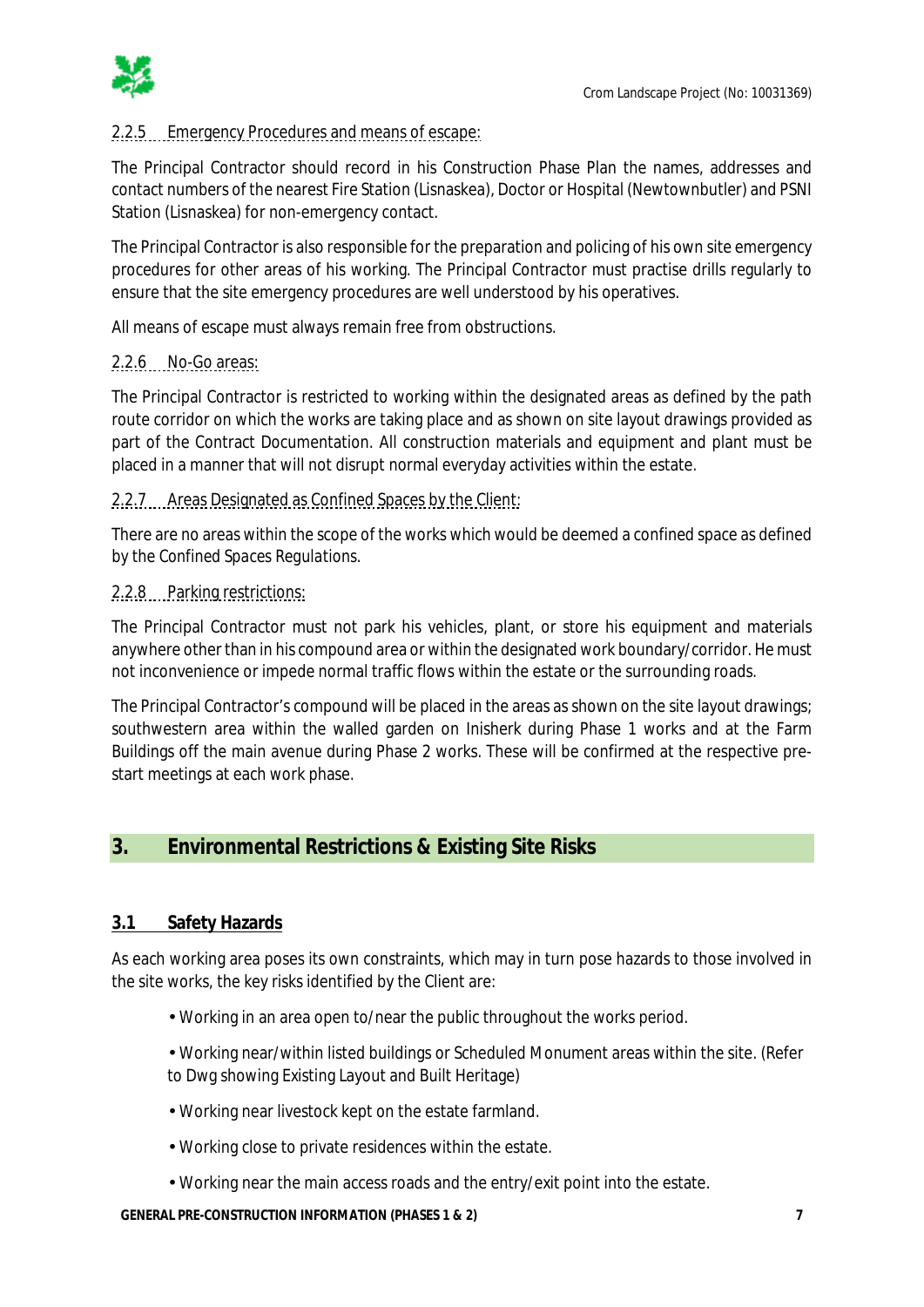#### 2.2.5 Emergency Procedures and means of escape:

The Principal Contractor should record in his Construction Phase Plan the names, addresses and contact numbers of the nearest Fire Station (Lisnaskea), Doctor or Hospital (Newtownbutler) and PSNI Station (Lisnaskea) for non-emergency contact.

The Principal Contractor is also responsible for the preparation and policing of his own site emergency procedures for other areas of his working. The Principal Contractor must practise drills regularly to ensure that the site emergency procedures are well understood by his operatives.

All means of escape must always remain free from obstructions.

#### 2.2.6 No-Go areas:

The Principal Contractor is restricted to working within the designated areas as defined by the path route corridor on which the works are taking place and as shown on site layout drawings provided as part of the Contract Documentation. All construction materials and equipment and plant must be placed in a manner that will not disrupt normal everyday activities within the estate.

#### 2.2.7 Areas Designated as Confined Spaces by the Client:

There are no areas within the scope of the works which would be deemed a confined space as defined by the Confined Spaces Regulations.

#### 2.2.8 Parking restrictions:

The Principal Contractor must not park his vehicles, plant, or store his equipment and materials anywhere other than in his compound area or within the designated work boundary/corridor. He must not inconvenience or impede normal traffic flows within the estate or the surrounding roads.

The Principal Contractor's compound will be placed in the areas as shown on the site layout drawings; southwestern area within the walled garden on Inisherk during Phase 1 works and at the Farm Buildings off the main avenue during Phase 2 works. These will be confirmed at the respective pre-start meetings at each work phase.

## 3. Environmental Restrictions & Existing Site Risks

### 3.1 Safety Hazards

As each working area poses its own constraints, which may in turn pose hazards to those involved in the site works, the key risks identified by the Client are:

- Working in an area open to/near the public throughout the works period.
- Working near/within listed buildings or Scheduled Monument areas within the site. (Refer to Dwg showing Existing Layout and Built Heritage)
- Working near livestock kept on the estate farmland.
- Working close to private residences within the estate.
- Working near the main access roads and the entry/exit point into the estate.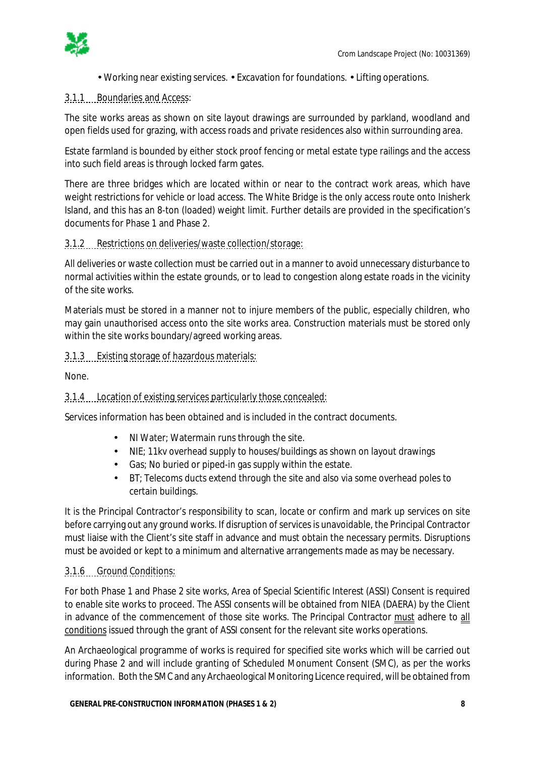• Working near existing services. • Excavation for foundations. • Lifting operations.

### 3.1.1 Boundaries and Access:

The site works areas as shown on site layout drawings are surrounded by parkland, woodland and open fields used for grazing, with access roads and private residences also within surrounding area.

Estate farmland is bounded by either stock proof fencing or metal estate type railings and the access into such field areas is through locked farm gates.

There are three bridges which are located within or near to the contract work areas, which have weight restrictions for vehicle or load access. The White Bridge is the only access route onto Inisherk Island, and this has an 8-ton (loaded) weight limit. Further details are provided in the specification's documents for Phase 1 and Phase 2.

### 3.1.2 Restrictions on deliveries/waste collection/storage:

All deliveries or waste collection must be carried out in a manner to avoid unnecessary disturbance to normal activities within the estate grounds, or to lead to congestion along estate roads in the vicinity of the site works.

Materials must be stored in a manner not to injure members of the public, especially children, who may gain unauthorised access onto the site works area. Construction materials must be stored only within the site works boundary/agreed working areas.

### 3.1.3 Existing storage of hazardous materials:

None.

### 3.1.4 Location of existing services particularly those concealed:

Services information has been obtained and is included in the contract documents.

- NI Water; Watermain runs through the site.
- NIE; 11kv overhead supply to houses/buildings as shown on layout drawings
- Gas; No buried or piped-in gas supply within the estate.
- BT; Telecoms ducts extend through the site and also via some overhead poles to certain buildings.

It is the Principal Contractor's responsibility to scan, locate or confirm and mark up services on site before carrying out any ground works. If disruption of services is unavoidable, the Principal Contractor must liaise with the Client's site staff in advance and must obtain the necessary permits. Disruptions must be avoided or kept to a minimum and alternative arrangements made as may be necessary.

### 3.1.6 Ground Conditions:

For both Phase 1 and Phase 2 site works, Area of Special Scientific Interest (ASSI) Consent is required to enable site works to proceed. The ASSI consents will be obtained from NIEA (DAERA) by the Client in advance of the commencement of those site works. The Principal Contractor must adhere to all conditions issued through the grant of ASSI consent for the relevant site works operations.

An Archaeological programme of works is required for specified site works which will be carried out during Phase 2 and will include granting of Scheduled Monument Consent (SMC), as per the works information. Both the SMC and any Archaeological Monitoring Licence required, will be obtained from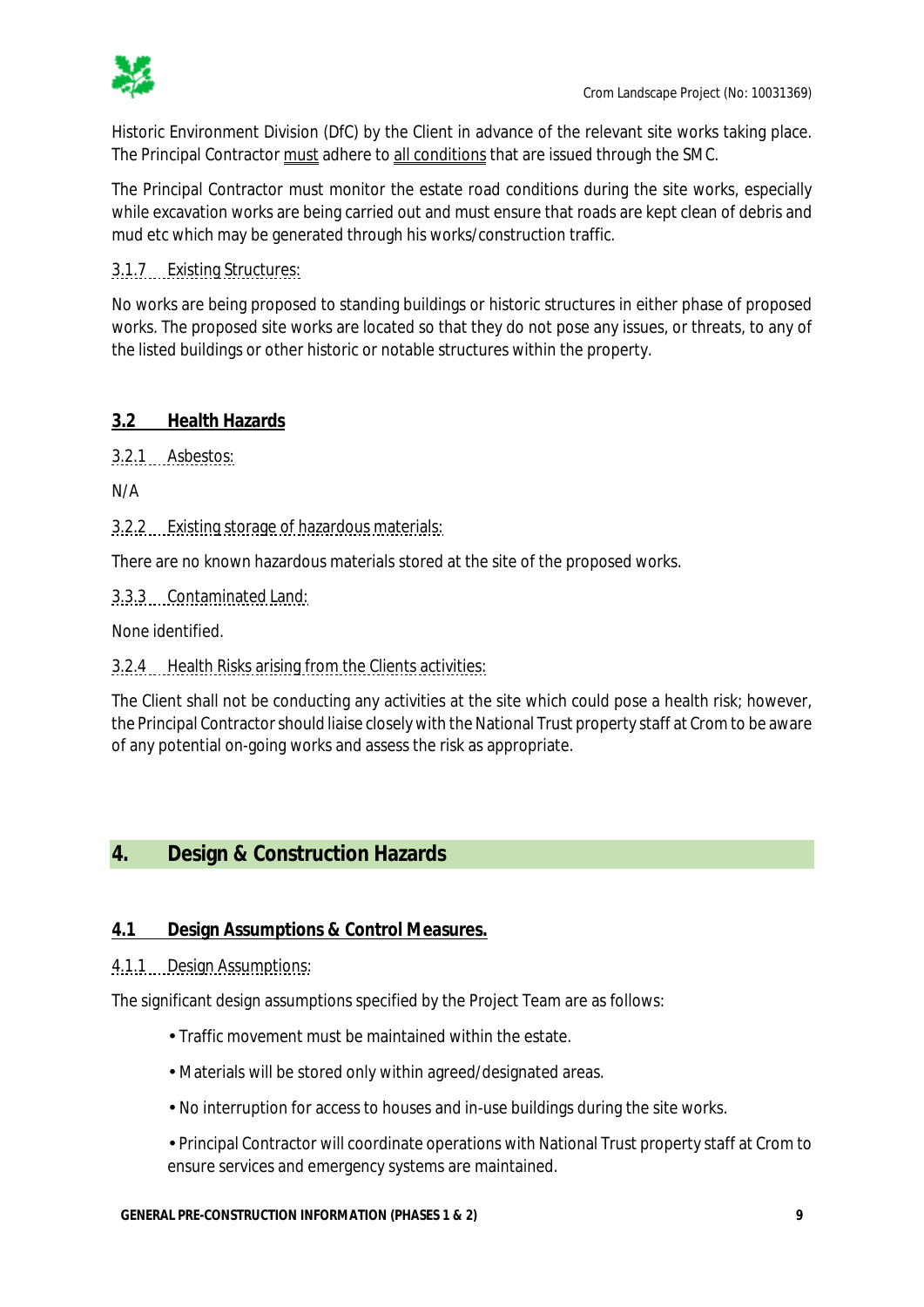Historic Environment Division (DfC) by the Client in advance of the relevant site works taking place. The Principal Contractor must adhere to all conditions that are issued through the SMC.

The Principal Contractor must monitor the estate road conditions during the site works, especially while excavation works are being carried out and must ensure that roads are kept clean of debris and mud etc which may be generated through his works/construction traffic.

3.1.7 Existing Structures:

No works are being proposed to standing buildings or historic structures in either phase of proposed works. The proposed site works are located so that they do not pose any issues, or threats, to any of the listed buildings or other historic or notable structures within the property.

### 3.2 Health Hazards

3.2.1 Asbestos:

N/A

3.2.2 Existing storage of hazardous materials:

There are no known hazardous materials stored at the site of the proposed works.

3.3.3 Contaminated Land:

None identified.

3.2.4 Health Risks arising from the Clients activities:

The Client shall not be conducting any activities at the site which could pose a health risk; however, the Principal Contractor should liaise closely with the National Trust property staff at Crom to be aware of any potential on-going works and assess the risk as appropriate.

## 4. Design & Construction Hazards

### 4.1 Design Assumptions & Control Measures.

4.1.1 Design Assumptions:

The significant design assumptions specified by the Project Team are as follows:

- Traffic movement must be maintained within the estate.
- Materials will be stored only within agreed/designated areas.
- No interruption for access to houses and in-use buildings during the site works.
- Principal Contractor will coordinate operations with National Trust property staff at Crom to ensure services and emergency systems are maintained.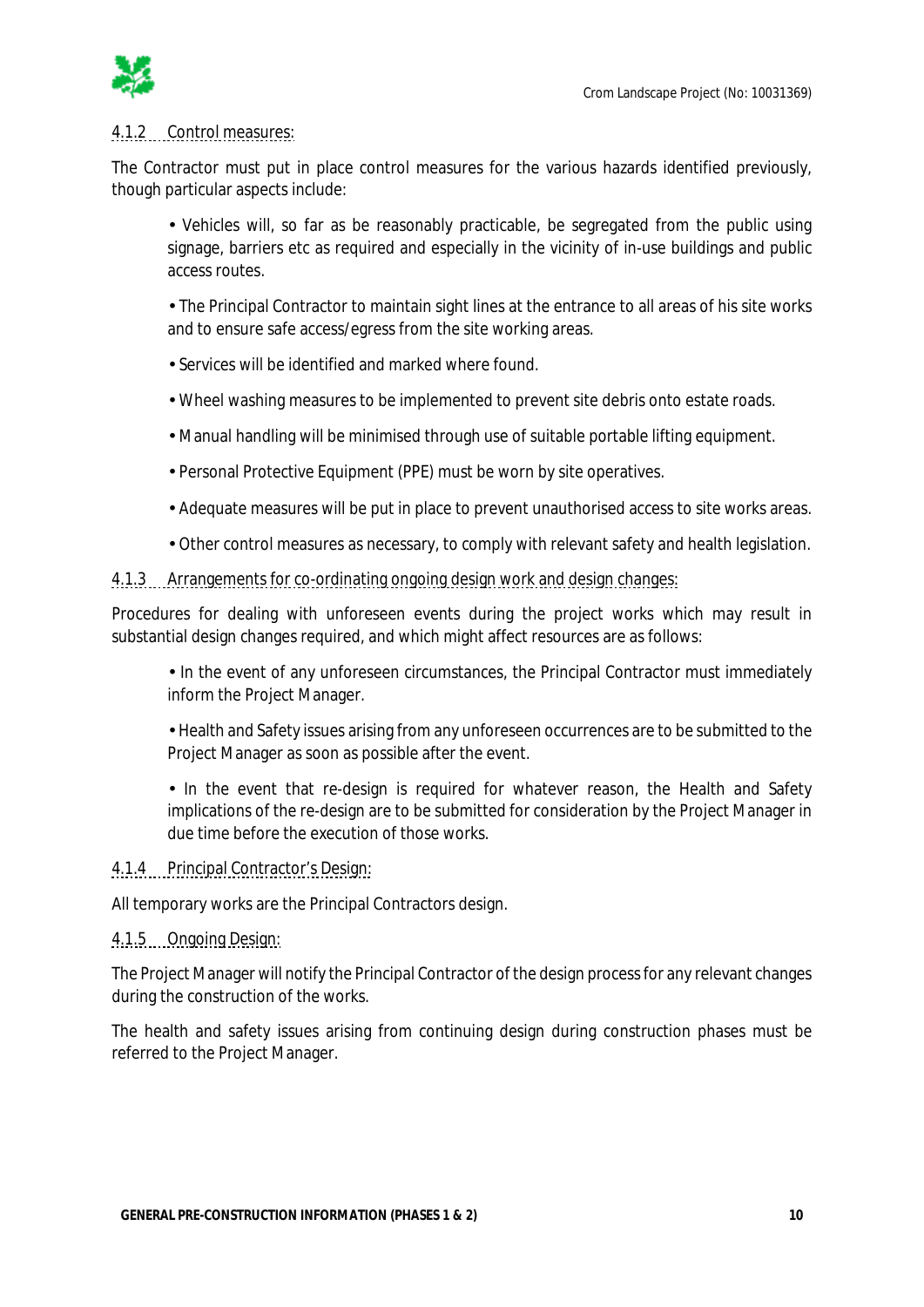#### 4.1.2 Control measures:

The Contractor must put in place control measures for the various hazards identified previously, though particular aspects include:

- Vehicles will, so far as be reasonably practicable, be segregated from the public using signage, barriers etc as required and especially in the vicinity of in-use buildings and public access routes.
- The Principal Contractor to maintain sight lines at the entrance to all areas of his site works and to ensure safe access/egress from the site working areas.
- Services will be identified and marked where found.
- Wheel washing measures to be implemented to prevent site debris onto estate roads.
- Manual handling will be minimised through use of suitable portable lifting equipment.
- Personal Protective Equipment (PPE) must be worn by site operatives.
- Adequate measures will be put in place to prevent unauthorised access to site works areas.
- Other control measures as necessary, to comply with relevant safety and health legislation.

#### 4.1.3 Arrangements for co-ordinating ongoing design work and design changes:

Procedures for dealing with unforeseen events during the project works which may result in substantial design changes required, and which might affect resources are as follows:

- In the event of any unforeseen circumstances, the Principal Contractor must immediately inform the Project Manager.
- Health and Safety issues arising from any unforeseen occurrences are to be submitted to the Project Manager as soon as possible after the event.
- In the event that re-design is required for whatever reason, the Health and Safety implications of the re-design are to be submitted for consideration by the Project Manager in due time before the execution of those works.

#### 4.1.4 Principal Contractor's Design:

All temporary works are the Principal Contractors design.

#### 4.1.5 Ongoing Design:

The Project Manager will notify the Principal Contractor of the design process for any relevant changes during the construction of the works.

The health and safety issues arising from continuing design during construction phases must be referred to the Project Manager.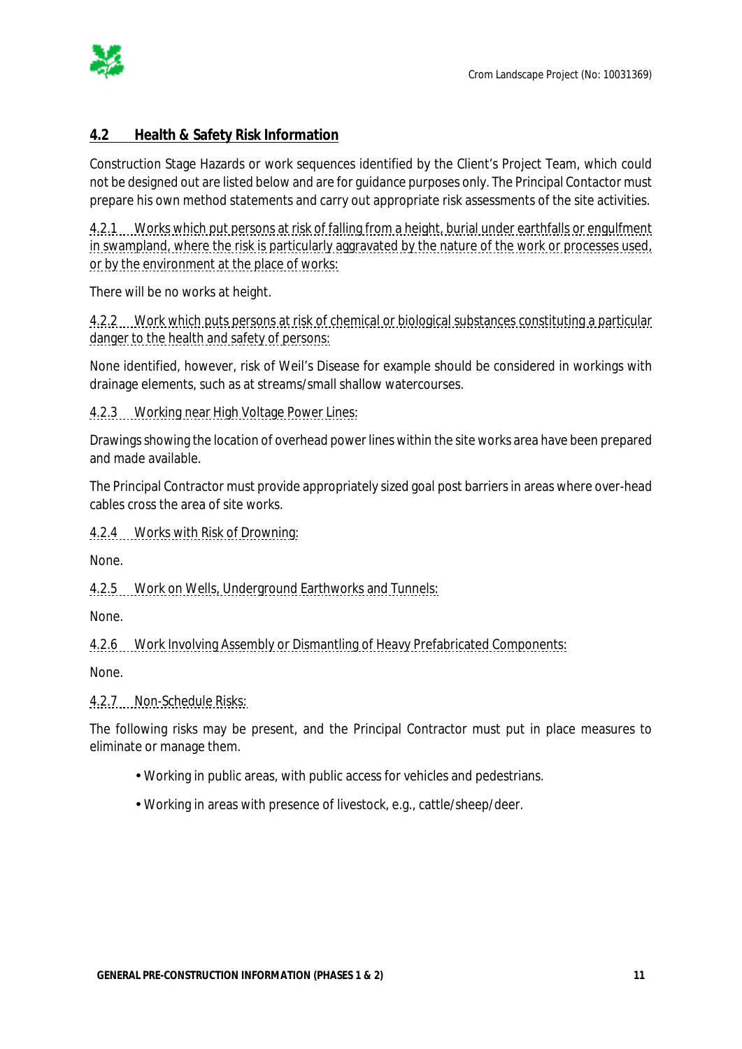## 4.2 Health & Safety Risk Information

Construction Stage Hazards or work sequences identified by the Client's Project Team, which could not be designed out are listed below and are for guidance purposes only. The Principal Contactor must prepare his own method statements and carry out appropriate risk assessments of the site activities.

4.2.1 Works which put persons at risk of falling from a height, burial under earthfalls or engulfment in swampland, where the risk is particularly aggravated by the nature of the work or processes used, or by the environment at the place of works:

There will be no works at height.

4.2.2 Work which puts persons at risk of chemical or biological substances constituting a particular danger to the health and safety of persons:

None identified, however, risk of Weil's Disease for example should be considered in workings with drainage elements, such as at streams/small shallow watercourses.

4.2.3 Working near High Voltage Power Lines:

Drawings showing the location of overhead power lines within the site works area have been prepared and made available.

The Principal Contractor must provide appropriately sized goal post barriers in areas where over-head cables cross the area of site works.

4.2.4 Works with Risk of Drowning:

None.

4.2.5 Work on Wells, Underground Earthworks and Tunnels:

None.

4.2.6 Work Involving Assembly or Dismantling of Heavy Prefabricated Components:

None.

4.2.7 Non-Schedule Risks:

The following risks may be present, and the Principal Contractor must put in place measures to eliminate or manage them.

- Working in public areas, with public access for vehicles and pedestrians.
- Working in areas with presence of livestock, e.g., cattle/sheep/deer.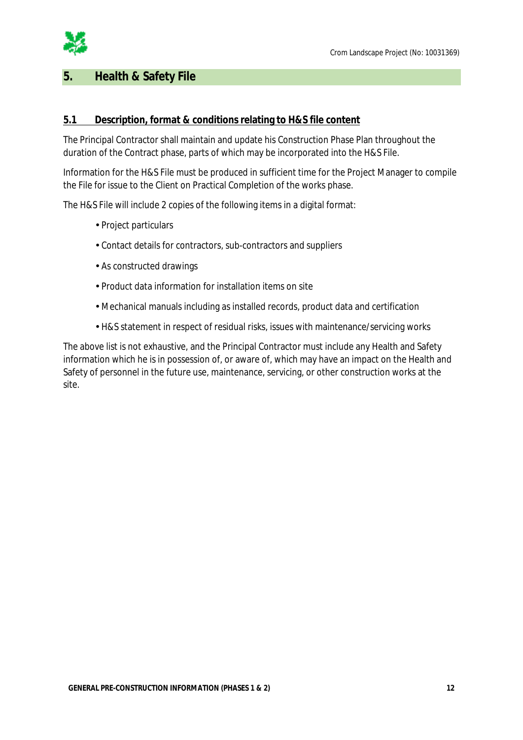## 5. Health & Safety File

### 5.1 Description, format & conditions relating to H&S file content

The Principal Contractor shall maintain and update his Construction Phase Plan throughout the duration of the Contract phase, parts of which may be incorporated into the H&S File.

Information for the H&S File must be produced in sufficient time for the Project Manager to compile the File for issue to the Client on Practical Completion of the works phase.

The H&S File will include 2 copies of the following items in a digital format:

- Project particulars
- Contact details for contractors, sub-contractors and suppliers
- As constructed drawings
- Product data information for installation items on site
- Mechanical manuals including as installed records, product data and certification
- H&S statement in respect of residual risks, issues with maintenance/servicing works

The above list is not exhaustive, and the Principal Contractor must include any Health and Safety information which he is in possession of, or aware of, which may have an impact on the Health and Safety of personnel in the future use, maintenance, servicing, or other construction works at the site.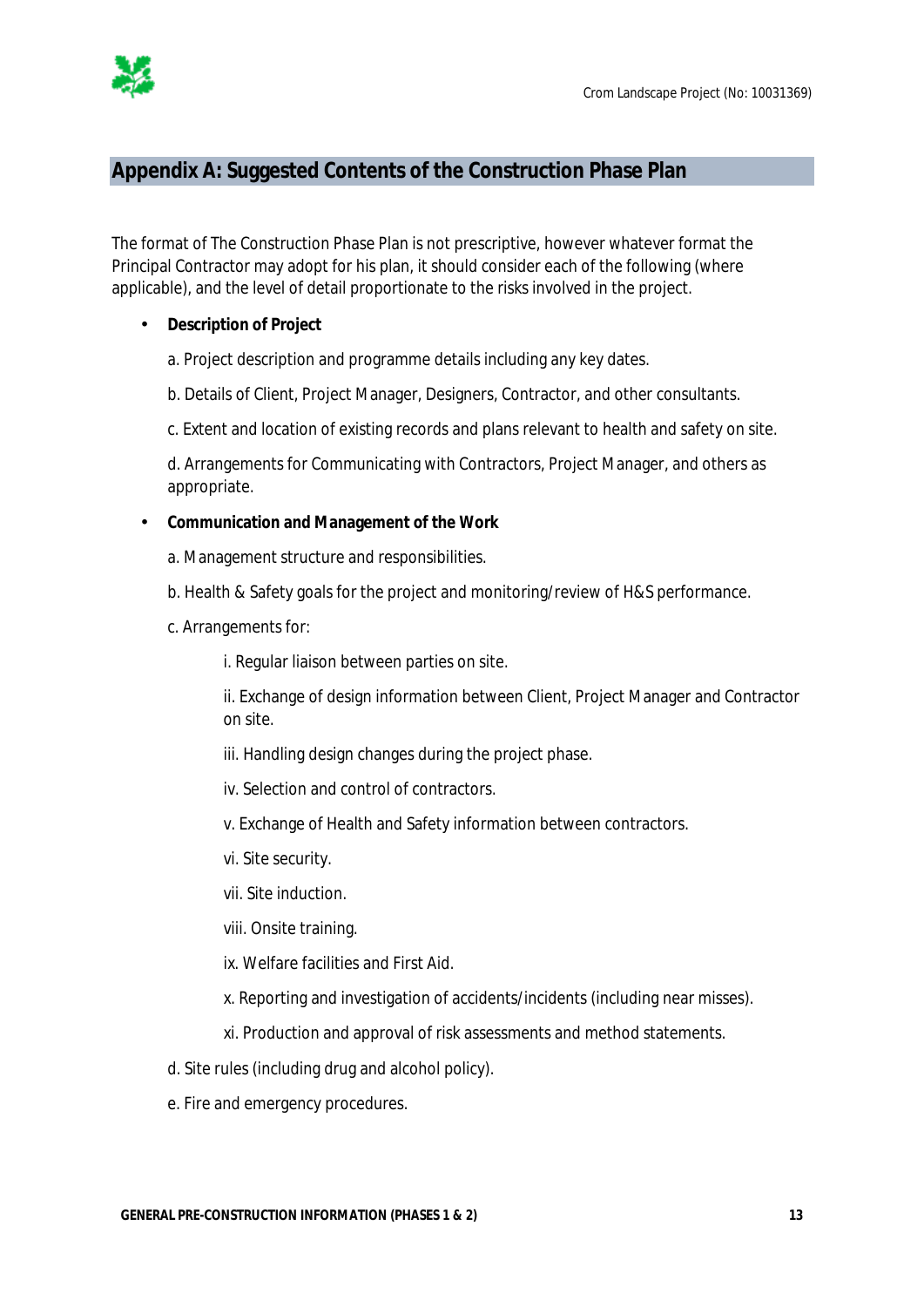## Appendix A: Suggested Contents of the Construction Phase Plan

The format of The Construction Phase Plan is not prescriptive, however whatever format the Principal Contractor may adopt for his plan, it should consider each of the following (where applicable), and the level of detail proportionate to the risks involved in the project.

- **Description of Project**

  a. Project description and programme details including any key dates.

  b. Details of Client, Project Manager, Designers, Contractor, and other consultants.

  c. Extent and location of existing records and plans relevant to health and safety on site.

  d. Arrangements for Communicating with Contractors, Project Manager, and others as appropriate.

- **Communication and Management of the Work**

  a. Management structure and responsibilities.

  b. Health & Safety goals for the project and monitoring/review of H&S performance.

  c. Arrangements for:

    i. Regular liaison between parties on site.

    ii. Exchange of design information between Client, Project Manager and Contractor on site.

    iii. Handling design changes during the project phase.

    iv. Selection and control of contractors.

    v. Exchange of Health and Safety information between contractors.

    vi. Site security.

    vii. Site induction.

    viii. Onsite training.

    ix. Welfare facilities and First Aid.

    x. Reporting and investigation of accidents/incidents (including near misses).

    xi. Production and approval of risk assessments and method statements.

  d. Site rules (including drug and alcohol policy).

  e. Fire and emergency procedures.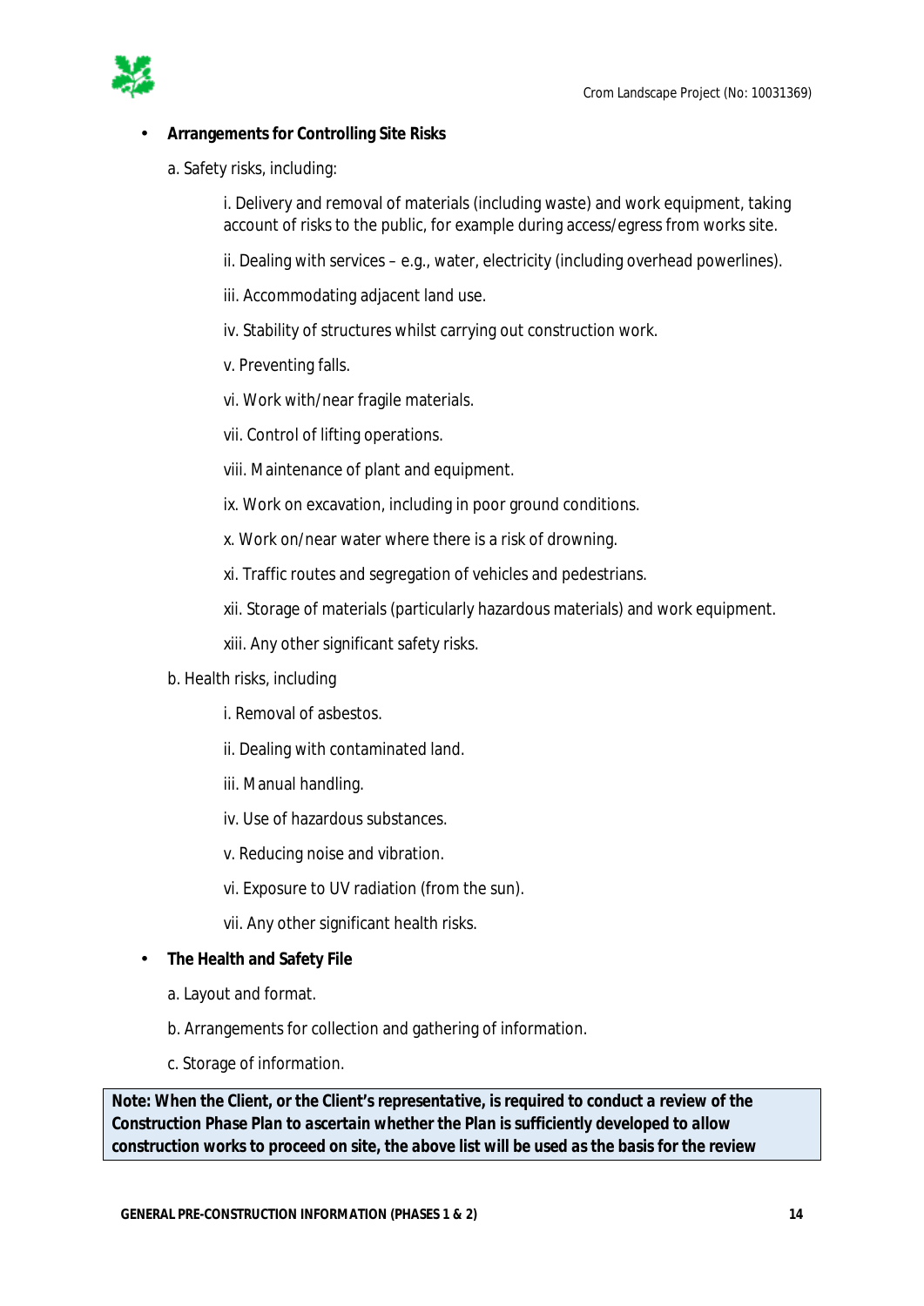- **Arrangements for Controlling Site Risks**

  a. Safety risks, including:

  i. Delivery and removal of materials (including waste) and work equipment, taking account of risks to the public, for example during access/egress from works site.

  ii. Dealing with services – e.g., water, electricity (including overhead powerlines).

  iii. Accommodating adjacent land use.

  iv. Stability of structures whilst carrying out construction work.

  v. Preventing falls.

  vi. Work with/near fragile materials.

  vii. Control of lifting operations.

  viii. Maintenance of plant and equipment.

  ix. Work on excavation, including in poor ground conditions.

  x. Work on/near water where there is a risk of drowning.

  xi. Traffic routes and segregation of vehicles and pedestrians.

  xii. Storage of materials (particularly hazardous materials) and work equipment.

  xiii. Any other significant safety risks.

  b. Health risks, including

  i. Removal of asbestos.

  ii. Dealing with contaminated land.

  iii. Manual handling.

  iv. Use of hazardous substances.

  v. Reducing noise and vibration.

  vi. Exposure to UV radiation (from the sun).

  vii. Any other significant health risks.

- **The Health and Safety File**

  a. Layout and format.

  b. Arrangements for collection and gathering of information.

  c. Storage of information.

**Note: *When the Client, or the Client's representative, is required to conduct a review of the Construction Phase Plan to ascertain whether the Plan is sufficiently developed to allow construction works to proceed on site, the above list will be used as the basis for the review***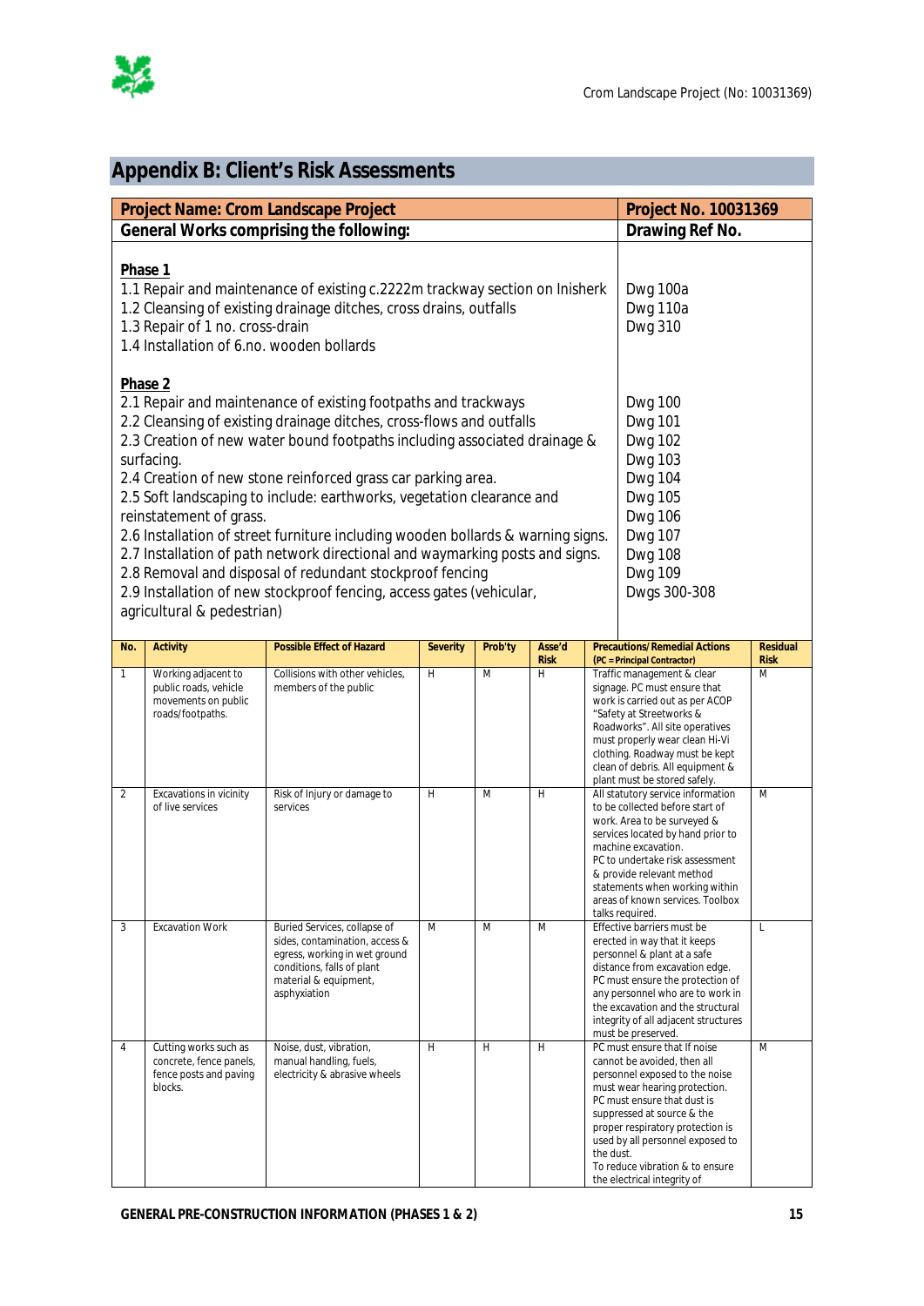## Appendix B: Client's Risk Assessments

| Project Name: Crom Landscape Project | Project No. 10031369 |
|---|---|
| **General Works comprising the following:** | **Drawing Ref No.** |
| **Phase 1** | |
| 1.1 Repair and maintenance of existing c.2222m trackway section on Inisherk | Dwg 100a |
| 1.2 Cleansing of existing drainage ditches, cross drains, outfalls | Dwg 110a |
| 1.3 Repair of 1 no. cross-drain | Dwg 310 |
| 1.4 Installation of 6.no. wooden bollards | |
| **Phase 2** | |
| 2.1 Repair and maintenance of existing footpaths and trackways | Dwg 100 |
| 2.2 Cleansing of existing drainage ditches, cross-flows and outfalls | Dwg 101 |
| 2.3 Creation of new water bound footpaths including associated drainage & surfacing. | Dwg 102 |
| 2.4 Creation of new stone reinforced grass car parking area. | Dwg 103 |
| 2.5 Soft landscaping to include: earthworks, vegetation clearance and reinstatement of grass. | Dwg 104 |
| 2.6 Installation of street furniture including wooden bollards & warning signs. | Dwg 105 |
| 2.7 Installation of path network directional and waymarking posts and signs. | Dwg 106 |
| 2.8 Removal and disposal of redundant stockproof fencing | Dwg 107 |
| 2.9 Installation of new stockproof fencing, access gates (vehicular, agricultural & pedestrian) | Dwg 108 |
| | Dwg 109 |
| | Dwgs 300-308 |

| No. | Activity | Possible Effect of Hazard | Severity | Prob'ty | Asse'd Risk | Precautions/Remedial Actions (PC = Principal Contractor) | Residual Risk |
|---|---|---|---|---|---|---|---|
| 1 | Working adjacent to public roads, vehicle movements on public roads/footpaths. | Collisions with other vehicles, members of the public | H | M | H | Traffic management & clear signage. PC must ensure that work is carried out as per ACOP "Safety at Streetworks & Roadworks". All site operatives must properly wear clean Hi-Vi clothing. Roadway must be kept clean of debris. All equipment & plant must be stored safely. | M |
| 2 | Excavations in vicinity of live services | Risk of Injury or damage to services | H | M | H | All statutory service information to be collected before start of work. Area to be surveyed & services located by hand prior to machine excavation. PC to undertake risk assessment & provide relevant method statements when working within areas of known services. Toolbox talks required. | M |
| 3 | Excavation Work | Buried Services, collapse of sides, contamination, access & egress, working in wet ground conditions, falls of plant material & equipment, asphyxiation | M | M | M | Effective barriers must be erected in way that it keeps personnel & plant at a safe distance from excavation edge. PC must ensure the protection of any personnel who are to work in the excavation and the structural integrity of all adjacent structures must be preserved. | L |
| 4 | Cutting works such as concrete, fence panels, fence posts and paving blocks. | Noise, dust, vibration, manual handling, fuels, electricity & abrasive wheels | H | H | H | PC must ensure that If noise cannot be avoided, then all personnel exposed to the noise must wear hearing protection. PC must ensure that dust is suppressed at source & the proper respiratory protection is used by all personnel exposed to the dust. To reduce vibration & to ensure the electrical integrity of | M |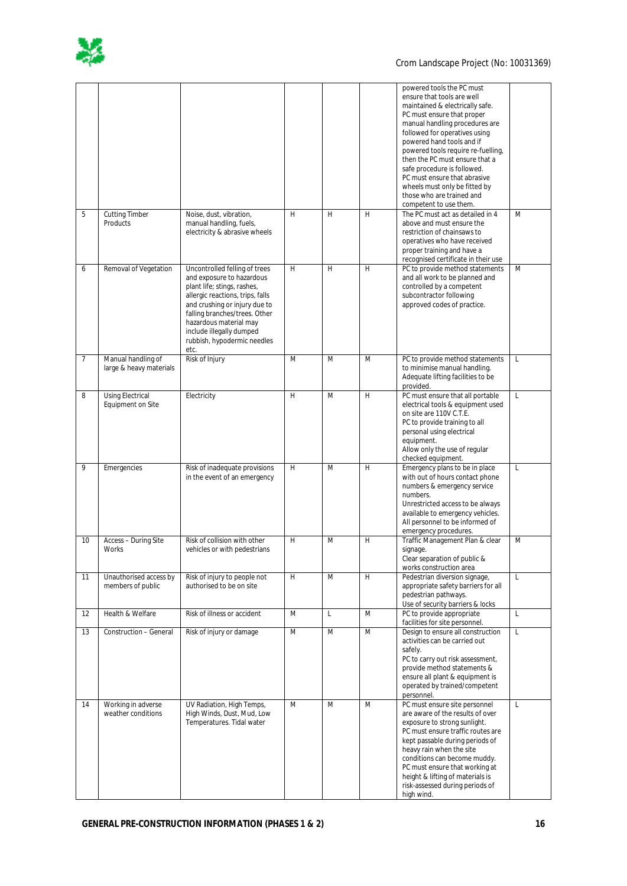| | | | | | | | |
|---|---|---|---|---|---|---|---|
| | | | | | | powered tools the PC must ensure that tools are well maintained & electrically safe. PC must ensure that proper manual handling procedures are followed for operatives using powered hand tools and if powered tools require re-fuelling, then the PC must ensure that a safe procedure is followed. PC must ensure that abrasive wheels must only be fitted by those who are trained and competent to use them. | |
| 5 | Cutting Timber Products | Noise, dust, vibration, manual handling, fuels, electricity & abrasive wheels | H | H | H | The PC must act as detailed in 4 above and must ensure the restriction of chainsaws to operatives who have received proper training and have a recognised certificate in their use | M |
| 6 | Removal of Vegetation | Uncontrolled felling of trees and exposure to hazardous plant life; stings, rashes, allergic reactions, trips, falls and crushing or injury due to falling branches/trees. Other hazardous material may include illegally dumped rubbish, hypodermic needles etc. | H | H | H | PC to provide method statements and all work to be planned and controlled by a competent subcontractor following approved codes of practice. | M |
| 7 | Manual handling of large & heavy materials | Risk of Injury | M | M | M | PC to provide method statements to minimise manual handling. Adequate lifting facilities to be provided. | L |
| 8 | Using Electrical Equipment on Site | Electricity | H | M | H | PC must ensure that all portable electrical tools & equipment used on site are 110V C.T.E. PC to provide training to all personal using electrical equipment. Allow only the use of regular checked equipment. | L |
| 9 | Emergencies | Risk of inadequate provisions in the event of an emergency | H | M | H | Emergency plans to be in place with out of hours contact phone numbers & emergency service numbers. Unrestricted access to be always available to emergency vehicles. All personnel to be informed of emergency procedures. | L |
| 10 | Access – During Site Works | Risk of collision with other vehicles or with pedestrians | H | M | H | Traffic Management Plan & clear signage. Clear separation of public & works construction area | M |
| 11 | Unauthorised access by members of public | Risk of injury to people not authorised to be on site | H | M | H | Pedestrian diversion signage, appropriate safety barriers for all pedestrian pathways. Use of security barriers & locks | L |
| 12 | Health & Welfare | Risk of illness or accident | M | L | M | PC to provide appropriate facilities for site personnel. | L |
| 13 | Construction – General | Risk of injury or damage | M | M | M | Design to ensure all construction activities can be carried out safely. PC to carry out risk assessment, provide method statements & ensure all plant & equipment is operated by trained/competent personnel. | L |
| 14 | Working in adverse weather conditions | UV Radiation, High Temps, High Winds, Dust, Mud, Low Temperatures. Tidal water | M | M | M | PC must ensure site personnel are aware of the results of over exposure to strong sunlight. PC must ensure traffic routes are kept passable during periods of heavy rain when the site conditions can become muddy. PC must ensure that working at height & lifting of materials is risk-assessed during periods of high wind. | L |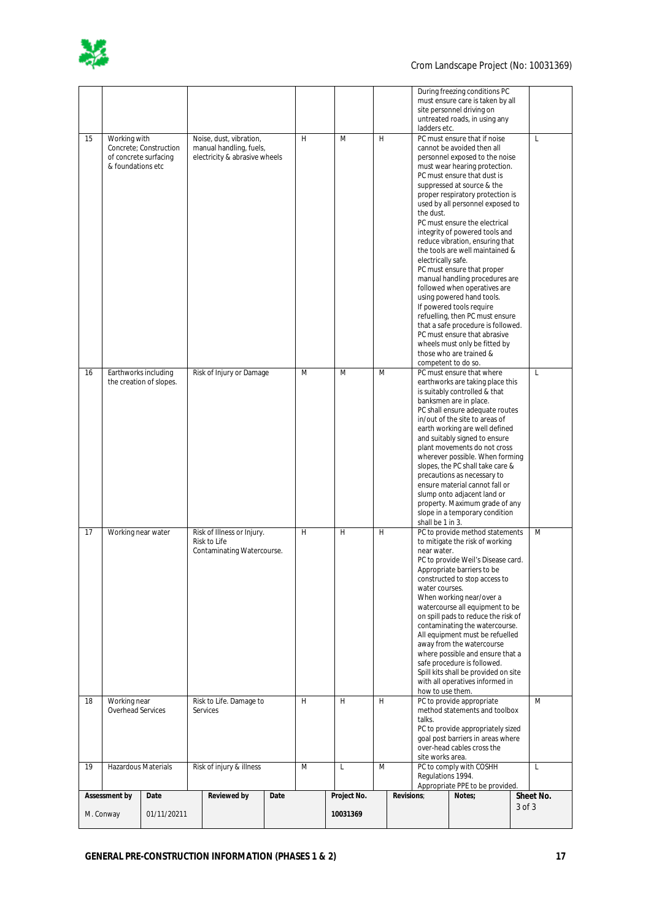| | | | | | | | |
|---|---|---|---|---|---|---|---|
| | | | | | | During freezing conditions PC must ensure care is taken by all site personnel driving on untreated roads, in using any ladders etc. | |
| 15 | Working with Concrete; Construction of concrete surfacing & foundations etc | Noise, dust, vibration, manual handling, fuels, electricity & abrasive wheels | H | M | H | PC must ensure that if noise cannot be avoided then all personnel exposed to the noise must wear hearing protection.<br>PC must ensure that dust is suppressed at source & the proper respiratory protection is used by all personnel exposed to the dust.<br>PC must ensure the electrical integrity of powered tools and reduce vibration, ensuring that the tools are well maintained & electrically safe.<br>PC must ensure that proper manual handling procedures are followed when operatives are using powered hand tools.<br>If powered tools require refuelling, then PC must ensure that a safe procedure is followed.<br>PC must ensure that abrasive wheels must only be fitted by those who are trained & competent to do so. | L |
| 16 | Earthworks including the creation of slopes. | Risk of Injury or Damage | M | M | M | PC must ensure that where earthworks are taking place this is suitably controlled & that banksmen are in place.<br>PC shall ensure adequate routes in/out of the site to areas of earth working are well defined and suitably signed to ensure plant movements do not cross wherever possible. When forming slopes, the PC shall take care & precautions as necessary to ensure material cannot fall or slump onto adjacent land or property. Maximum grade of any slope in a temporary condition shall be 1 in 3. | L |
| 17 | Working near water | Risk of Illness or Injury.<br>Risk to Life<br>Contaminating Watercourse. | H | H | H | PC to provide method statements to mitigate the risk of working near water.<br>PC to provide Weil's Disease card.<br>Appropriate barriers to be constructed to stop access to water courses.<br>When working near/over a watercourse all equipment to be on spill pads to reduce the risk of contaminating the watercourse.<br>All equipment must be refuelled away from the watercourse where possible and ensure that a safe procedure is followed.<br>Spill kits shall be provided on site with all operatives informed in how to use them. | M |
| 18 | Working near Overhead Services | Risk to Life. Damage to Services | H | H | H | PC to provide appropriate method statements and toolbox talks.<br>PC to provide appropriately sized goal post barriers in areas where over-head cables cross the site works area. | M |
| 19 | Hazardous Materials | Risk of injury & illness | M | L | M | PC to comply with COSHH Regulations 1994.<br>Appropriate PPE to be provided. | L |

| **Assessment by** | **Date** | **Reviewed by** | **Date** | **Project No.** | **Revisions;** | **Notes;** | **Sheet No.** |
|---|---|---|---|---|---|---|---|
| M. Conway | 01/11/20211 | | | **10031369** | | | 3 of 3 |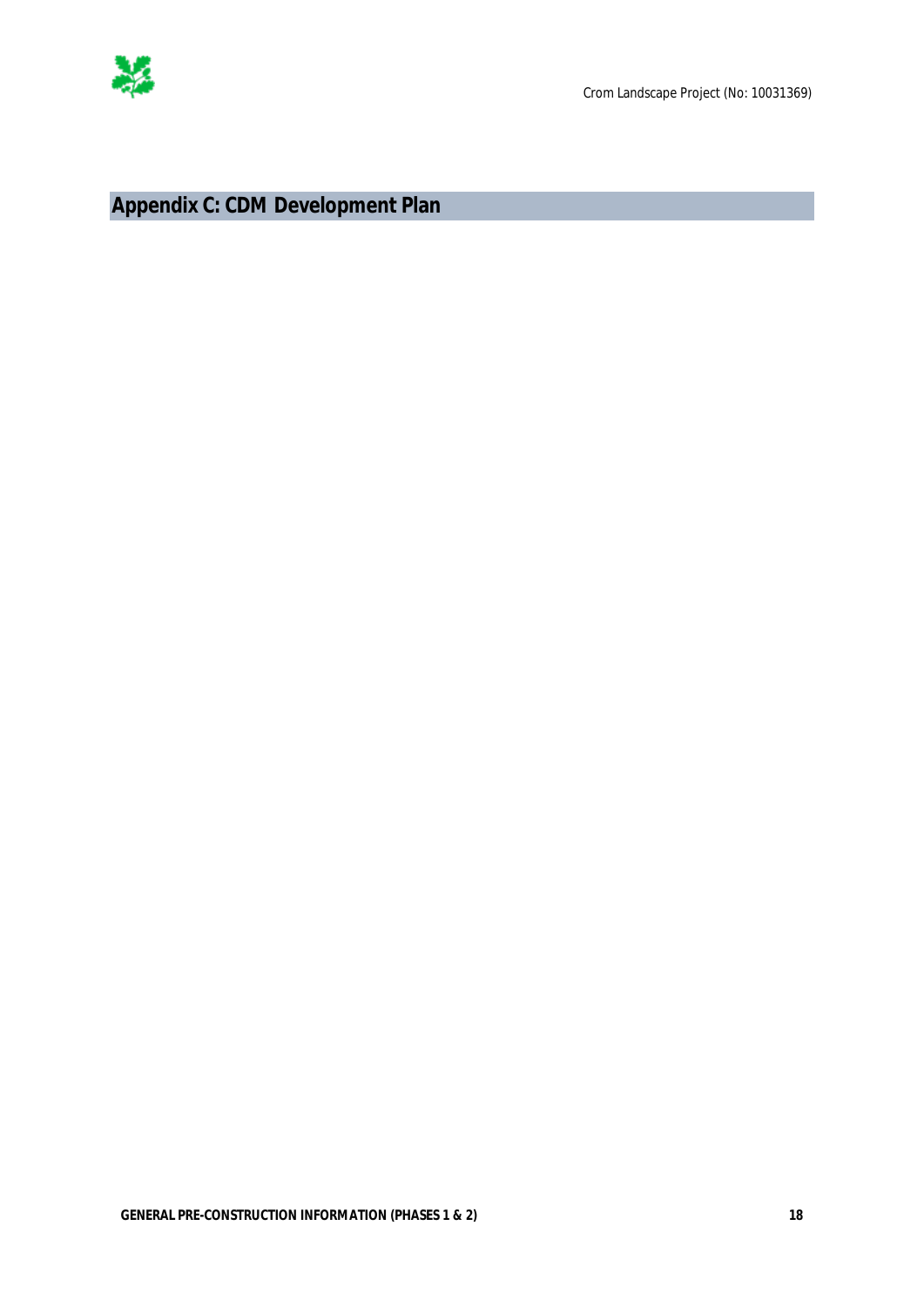# Appendix C: CDM Development Plan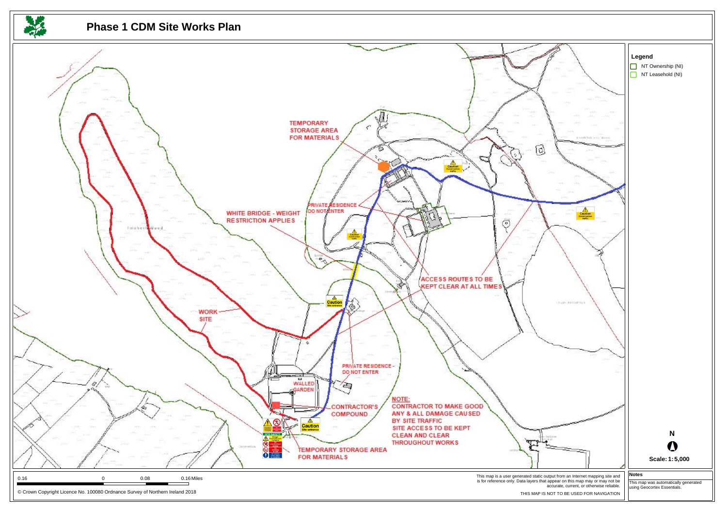# Phase 1 CDM Site Works Plan

TEMPORARY STORAGE AREA FOR MATERIALS

PRIVATE RESIDENCE - DO NOT ENTER

WHITE BRIDGE - WEIGHT RESTRICTION APPLIES

WORK SITE

ACCESS ROUTES TO BE KEPT CLEAR AT ALL TIMES

PRIVATE RESIDENCE - DO NOT ENTER

WALLED GARDEN

CONTRACTOR'S COMPOUND

TEMPORARY STORAGE AREA FOR MATERIALS

NOTE:
CONTRACTOR TO MAKE GOOD ANY & ALL DAMAGE CAUSED BY SITE TRAFFIC
SITE ACCESS TO BE KEPT CLEAN AND CLEAR THROUGHOUT WORKS

Caution Site entrance

Caution Construction traffic

**Legend**

NT Ownership (NI)

NT Leasehold (NI)

N

**Scale: 1:5,000**

0.16 0 0.08 0.16 Miles

© Crown Copyright Licence No. 100080 Ordnance Survey of Northern Ireland 2018

This map is a user generated static output from an Internet mapping site and is for reference only. Data layers that appear on this map may or may not be accurate, current, or otherwise reliable.

THIS MAP IS NOT TO BE USED FOR NAVIGATION

**Notes**

This map was automatically generated using Geocortex Essentials.